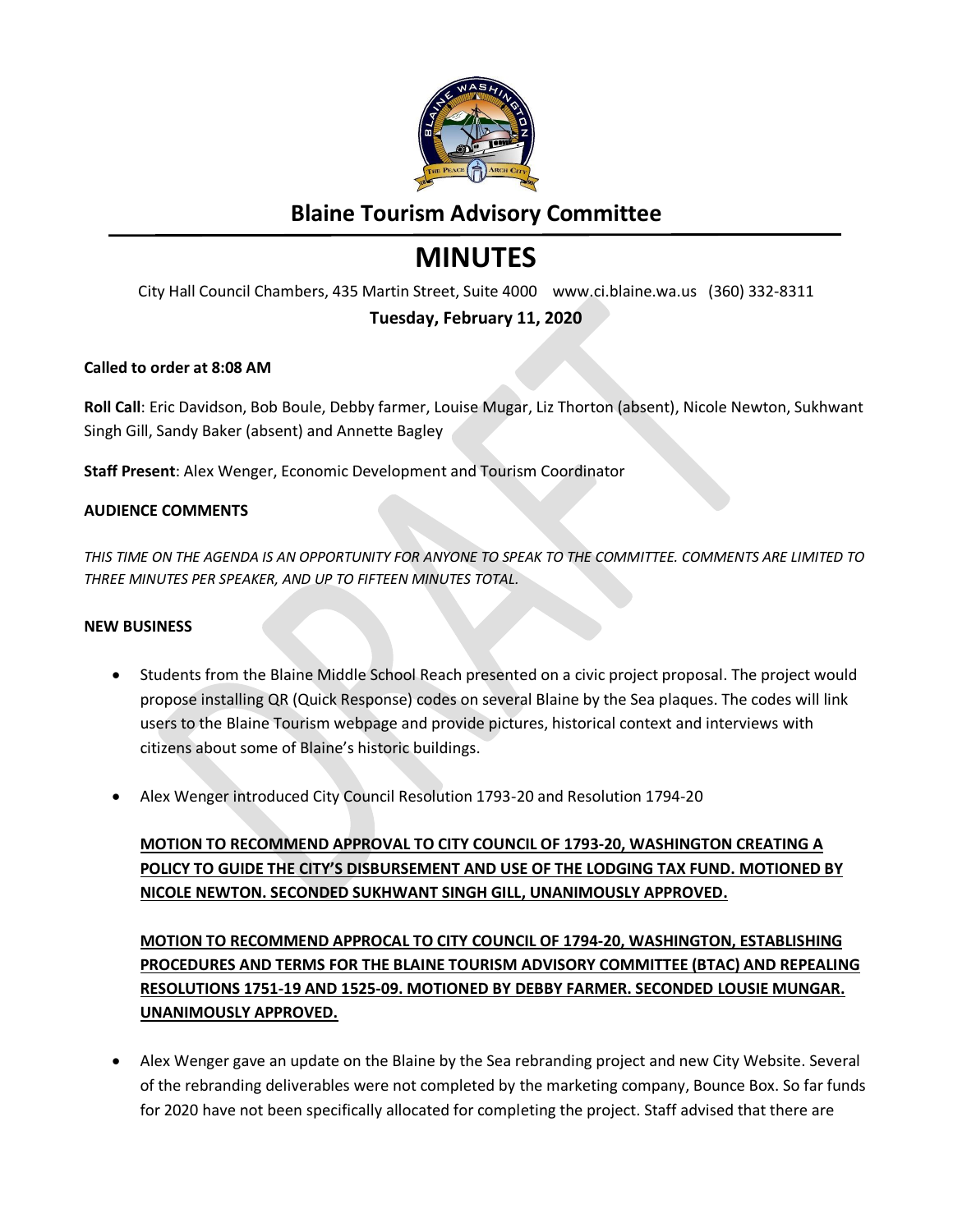# Blaine Tourism Advisory Committee

# MINUTES

City Hall Council Chambers, 435 Martin Street, Suite 4000 www.ci.blaine.wa.us (360) 332-8311

**Tuesday, February 11, 2020**

**Called to order at 8:08 AM**

**Roll Call**: Eric Davidson, Bob Boule, Debby farmer, Louise Mugar, Liz Thorton (absent), Nicole Newton, Sukhwant Singh Gill, Sandy Baker (absent) and Annette Bagley

**Staff Present**: Alex Wenger, Economic Development and Tourism Coordinator

**AUDIENCE COMMENTS**

*THIS TIME ON THE AGENDA IS AN OPPORTUNITY FOR ANYONE TO SPEAK TO THE COMMITTEE. COMMENTS ARE LIMITED TO THREE MINUTES PER SPEAKER, AND UP TO FIFTEEN MINUTES TOTAL.*

**NEW BUSINESS**

- Students from the Blaine Middle School Reach presented on a civic project proposal. The project would propose installing QR (Quick Response) codes on several Blaine by the Sea plaques. The codes will link users to the Blaine Tourism webpage and provide pictures, historical context and interviews with citizens about some of Blaine's historic buildings.

- Alex Wenger introduced City Council Resolution 1793-20 and Resolution 1794-20

  **MOTION TO RECOMMEND APPROVAL TO CITY COUNCIL OF 1793-20, WASHINGTON CREATING A POLICY TO GUIDE THE CITY'S DISBURSEMENT AND USE OF THE LODGING TAX FUND. MOTIONED BY NICOLE NEWTON. SECONDED SUKHWANT SINGH GILL, UNANIMOUSLY APPROVED.**

  **MOTION TO RECOMMEND APPROCAL TO CITY COUNCIL OF 1794-20, WASHINGTON, ESTABLISHING PROCEDURES AND TERMS FOR THE BLAINE TOURISM ADVISORY COMMITTEE (BTAC) AND REPEALING RESOLUTIONS 1751-19 AND 1525-09. MOTIONED BY DEBBY FARMER. SECONDED LOUSIE MUNGAR. UNANIMOUSLY APPROVED.**

- Alex Wenger gave an update on the Blaine by the Sea rebranding project and new City Website. Several of the rebranding deliverables were not completed by the marketing company, Bounce Box. So far funds for 2020 have not been specifically allocated for completing the project. Staff advised that there are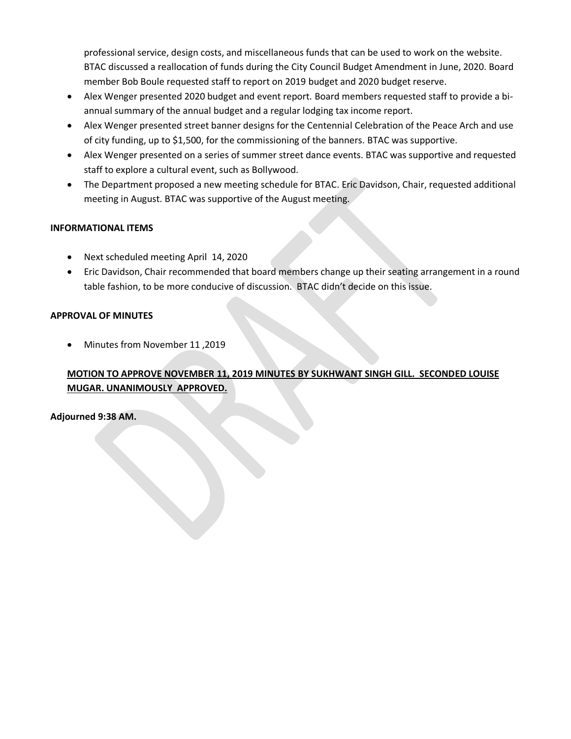professional service, design costs, and miscellaneous funds that can be used to work on the website. BTAC discussed a reallocation of funds during the City Council Budget Amendment in June, 2020. Board member Bob Boule requested staff to report on 2019 budget and 2020 budget reserve.

- Alex Wenger presented 2020 budget and event report. Board members requested staff to provide a bi-annual summary of the annual budget and a regular lodging tax income report.
- Alex Wenger presented street banner designs for the Centennial Celebration of the Peace Arch and use of city funding, up to $1,500, for the commissioning of the banners. BTAC was supportive.
- Alex Wenger presented on a series of summer street dance events. BTAC was supportive and requested staff to explore a cultural event, such as Bollywood.
- The Department proposed a new meeting schedule for BTAC. Eric Davidson, Chair, requested additional meeting in August. BTAC was supportive of the August meeting.

**INFORMATIONAL ITEMS**

- Next scheduled meeting April 14, 2020
- Eric Davidson, Chair recommended that board members change up their seating arrangement in a round table fashion, to be more conducive of discussion. BTAC didn't decide on this issue.

**APPROVAL OF MINUTES**

- Minutes from November 11 ,2019

**MOTION TO APPROVE NOVEMBER 11, 2019 MINUTES BY SUKHWANT SINGH GILL. SECONDED LOUISE MUGAR. UNANIMOUSLY APPROVED.**

**Adjourned 9:38 AM.**